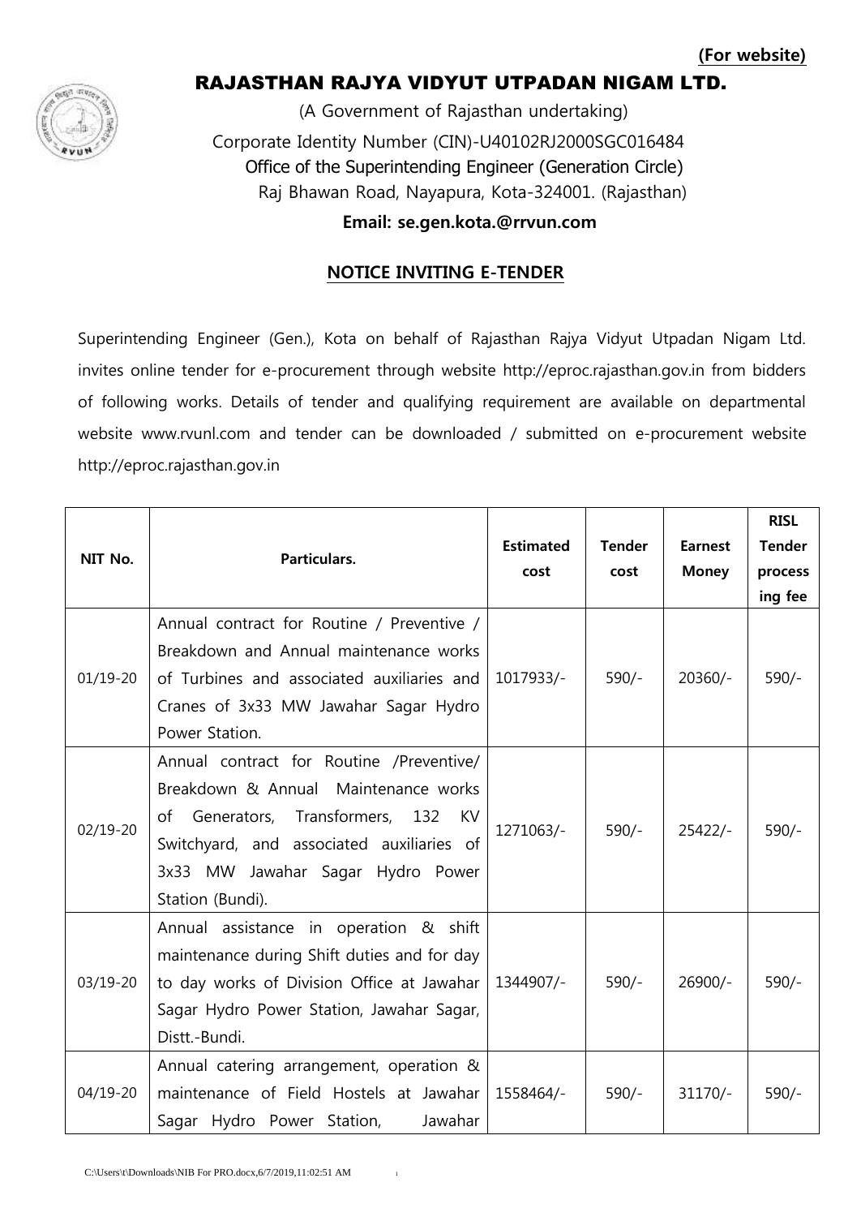**(For website)**

# RAJASTHAN RAJYA VIDYUT UTPADAN NIGAM LTD.

(A Government of Rajasthan undertaking)

Corporate Identity Number (CIN)-U40102RJ2000SGC016484

Office of the Superintending Engineer (Generation Circle)

Raj Bhawan Road, Nayapura, Kota-324001. (Rajasthan)

**Email: se.gen.kota.@rrvun.com**

## NOTICE INVITING E-TENDER

Superintending Engineer (Gen.), Kota on behalf of Rajasthan Rajya Vidyut Utpadan Nigam Ltd. invites online tender for e-procurement through website http://eproc.rajasthan.gov.in from bidders of following works. Details of tender and qualifying requirement are available on departmental website www.rvunl.com and tender can be downloaded / submitted on e-procurement website http://eproc.rajasthan.gov.in

| NIT No. | Particulars. | Estimated cost | Tender cost | Earnest Money | RISL Tender processing fee |
|---|---|---|---|---|---|
| 01/19-20 | Annual contract for Routine / Preventive / Breakdown and Annual maintenance works of Turbines and associated auxiliaries and Cranes of 3x33 MW Jawahar Sagar Hydro Power Station. | 1017933/- | 590/- | 20360/- | 590/- |
| 02/19-20 | Annual contract for Routine /Preventive/ Breakdown & Annual Maintenance works of Generators, Transformers, 132 KV Switchyard, and associated auxiliaries of 3x33 MW Jawahar Sagar Hydro Power Station (Bundi). | 1271063/- | 590/- | 25422/- | 590/- |
| 03/19-20 | Annual assistance in operation & shift maintenance during Shift duties and for day to day works of Division Office at Jawahar Sagar Hydro Power Station, Jawahar Sagar, Distt.-Bundi. | 1344907/- | 590/- | 26900/- | 590/- |
| 04/19-20 | Annual catering arrangement, operation & maintenance of Field Hostels at Jawahar Sagar Hydro Power Station, Jawahar | 1558464/- | 590/- | 31170/- | 590/- |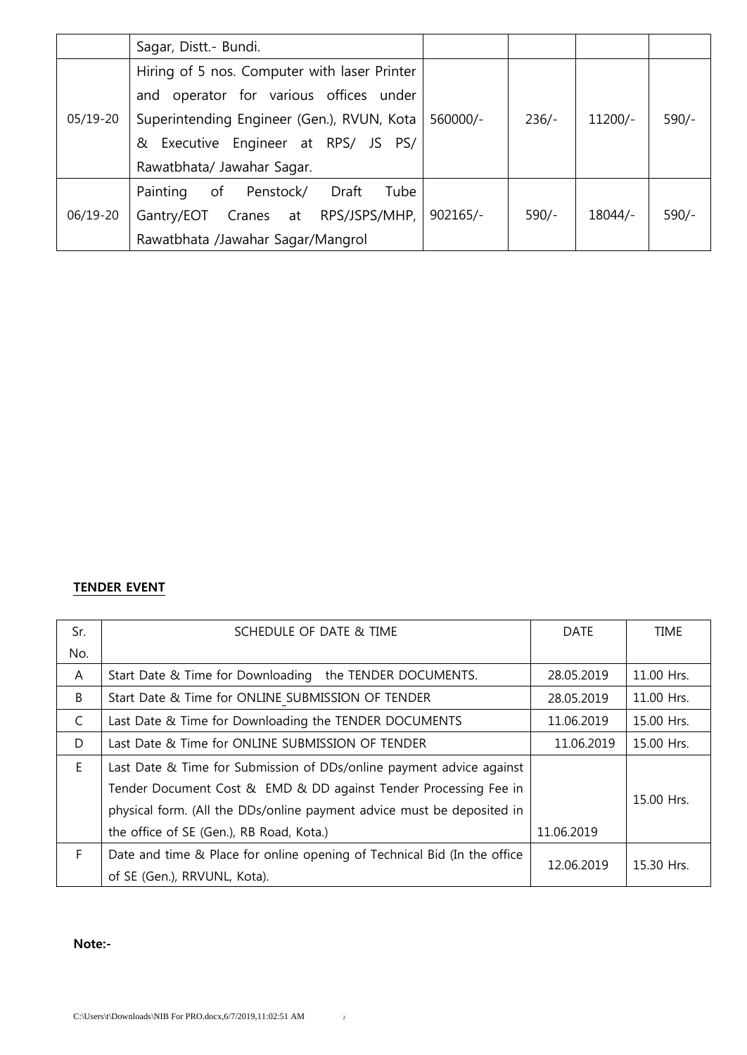| | Sagar, Distt.- Bundi. | | | | |
|---|---|---|---|---|---|
| 05/19-20 | Hiring of 5 nos. Computer with laser Printer and operator for various offices under Superintending Engineer (Gen.), RVUN, Kota & Executive Engineer at RPS/ JS PS/ Rawatbhata/ Jawahar Sagar. | 560000/- | 236/- | 11200/- | 590/- |
| 06/19-20 | Painting of Penstock/ Draft Tube Gantry/EOT Cranes at RPS/JSPS/MHP, Rawatbhata /Jawahar Sagar/Mangrol | 902165/- | 590/- | 18044/- | 590/- |

**TENDER EVENT**

| Sr. No. | SCHEDULE OF DATE & TIME | DATE | TIME |
|---|---|---|---|
| A | Start Date & Time for Downloading the TENDER DOCUMENTS. | 28.05.2019 | 11.00 Hrs. |
| B | Start Date & Time for ONLINE_SUBMISSION OF TENDER | 28.05.2019 | 11.00 Hrs. |
| C | Last Date & Time for Downloading the TENDER DOCUMENTS | 11.06.2019 | 15.00 Hrs. |
| D | Last Date & Time for ONLINE SUBMISSION OF TENDER | 11.06.2019 | 15.00 Hrs. |
| E | Last Date & Time for Submission of DDs/online payment advice against Tender Document Cost & EMD & DD against Tender Processing Fee in physical form. (All the DDs/online payment advice must be deposited in the office of SE (Gen.), RB Road, Kota.) | 11.06.2019 | 15.00 Hrs. |
| F | Date and time & Place for online opening of Technical Bid (In the office of SE (Gen.), RRVUNL, Kota). | 12.06.2019 | 15.30 Hrs. |

**Note:-**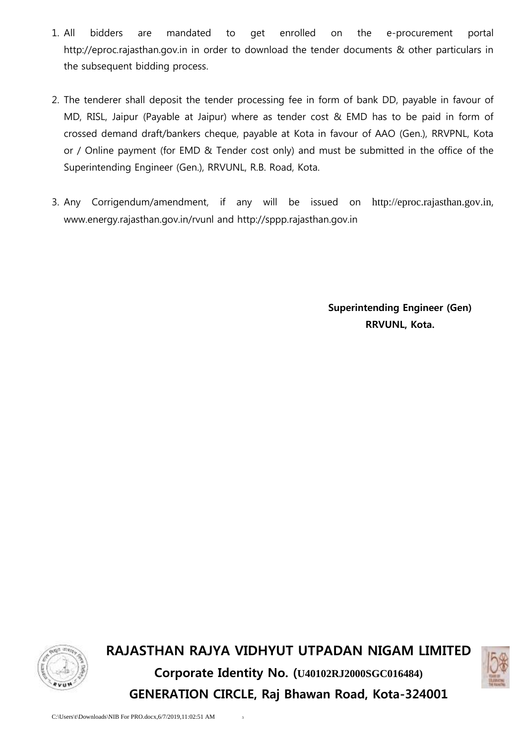1. All bidders are mandated to get enrolled on the e-procurement portal http://eproc.rajasthan.gov.in in order to download the tender documents & other particulars in the subsequent bidding process.

2. The tenderer shall deposit the tender processing fee in form of bank DD, payable in favour of MD, RISL, Jaipur (Payable at Jaipur) where as tender cost & EMD has to be paid in form of crossed demand draft/bankers cheque, payable at Kota in favour of AAO (Gen.), RRVPNL, Kota or / Online payment (for EMD & Tender cost only) and must be submitted in the office of the Superintending Engineer (Gen.), RRVUNL, R.B. Road, Kota.

3. Any Corrigendum/amendment, if any will be issued on http://eproc.rajasthan.gov.in, www.energy.rajasthan.gov.in/rvunl and http://sppp.rajasthan.gov.in

**Superintending Engineer (Gen)**
**RRVUNL, Kota.**

**RAJASTHAN RAJYA VIDHYUT UTPADAN NIGAM LIMITED**

**Corporate Identity No. (U40102RJ2000SGC016484)**

**GENERATION CIRCLE, Raj Bhawan Road, Kota-324001**

C:\Users\t\Downloads\NIB For PRO.docx,6/7/2019,11:02:51 AM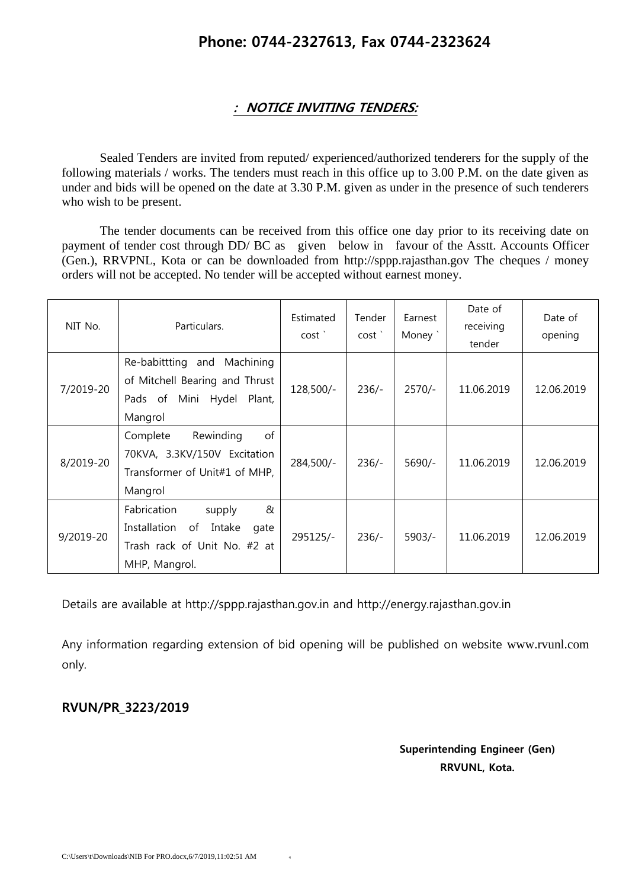**Phone: 0744-2327613, Fax 0744-2323624**

## *: NOTICE INVITING TENDERS:*

Sealed Tenders are invited from reputed/ experienced/authorized tenderers for the supply of the following materials / works. The tenders must reach in this office up to 3.00 P.M. on the date given as under and bids will be opened on the date at 3.30 P.M. given as under in the presence of such tenderers who wish to be present.

The tender documents can be received from this office one day prior to its receiving date on payment of tender cost through DD/ BC as given below in favour of the Asstt. Accounts Officer (Gen.), RRVPNL, Kota or can be downloaded from http://sppp.rajasthan.gov The cheques / money orders will not be accepted. No tender will be accepted without earnest money.

| NIT No. | Particulars. | Estimated cost ` | Tender cost ` | Earnest Money ` | Date of receiving tender | Date of opening |
|---|---|---|---|---|---|---|
| 7/2019-20 | Re-babittting and Machining of Mitchell Bearing and Thrust Pads of Mini Hydel Plant, Mangrol | 128,500/- | 236/- | 2570/- | 11.06.2019 | 12.06.2019 |
| 8/2019-20 | Complete Rewinding of 70KVA, 3.3KV/150V Excitation Transformer of Unit#1 of MHP, Mangrol | 284,500/- | 236/- | 5690/- | 11.06.2019 | 12.06.2019 |
| 9/2019-20 | Fabrication supply & Installation of Intake gate Trash rack of Unit No. #2 at MHP, Mangrol. | 295125/- | 236/- | 5903/- | 11.06.2019 | 12.06.2019 |

Details are available at http://sppp.rajasthan.gov.in and http://energy.rajasthan.gov.in

Any information regarding extension of bid opening will be published on website www.rvunl.com only.

**RVUN/PR_3223/2019**

**Superintending Engineer (Gen)**
**RRVUNL, Kota.**

C:\Users\t\Downloads\NIB For PRO.docx,6/7/2019,11:02:51 AM